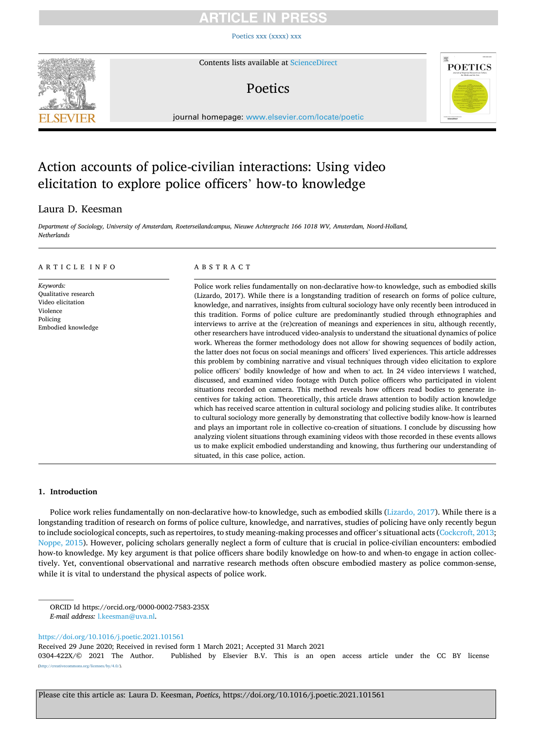# Action accounts of police-civilian interactions: Using video elicitation to explore police officers' how-to knowledge

Laura D. Keesman

*Department of Sociology, University of Amsterdam, Roeterseilandcampus, Nieuwe Achtergracht 166 1018 WV, Amsterdam, Noord-Holland, Netherlands*

## ARTICLE INFO

*Keywords:*
Qualitative research
Video elicitation
Violence
Policing
Embodied knowledge

## ABSTRACT

Police work relies fundamentally on non-declarative how-to knowledge, such as embodied skills (Lizardo, 2017). While there is a longstanding tradition of research on forms of police culture, knowledge, and narratives, insights from cultural sociology have only recently been introduced in this tradition. Forms of police culture are predominantly studied through ethnographies and interviews to arrive at the (re)creation of meanings and experiences in situ, although recently, other researchers have introduced video-analysis to understand the situational dynamics of police work. Whereas the former methodology does not allow for showing sequences of bodily action, the latter does not focus on social meanings and officers' lived experiences. This article addresses this problem by combining narrative and visual techniques through video elicitation to explore police officers' bodily knowledge of how and when to act. In 24 video interviews I watched, discussed, and examined video footage with Dutch police officers who participated in violent situations recorded on camera. This method reveals how officers read bodies to generate incentives for taking action. Theoretically, this article draws attention to bodily action knowledge which has received scarce attention in cultural sociology and policing studies alike. It contributes to cultural sociology more generally by demonstrating that collective bodily know-how is learned and plays an important role in collective co-creation of situations. I conclude by discussing how analyzing violent situations through examining videos with those recorded in these events allows us to make explicit embodied understanding and knowing, thus furthering our understanding of situated, in this case police, action.

## 1. Introduction

Police work relies fundamentally on non-declarative how-to knowledge, such as embodied skills (Lizardo, 2017). While there is a longstanding tradition of research on forms of police culture, knowledge, and narratives, studies of policing have only recently begun to include sociological concepts, such as repertoires, to study meaning-making processes and officer's situational acts (Cockcroft, 2013; Noppe, 2015). However, policing scholars generally neglect a form of culture that is crucial in police-civilian encounters: embodied how-to knowledge. My key argument is that police officers share bodily knowledge on how-to and when-to engage in action collectively. Yet, conventional observational and narrative research methods often obscure embodied mastery as police common-sense, while it is vital to understand the physical aspects of police work.

ORCID Id https://orcid.org/0000-0002-7583-235X
*E-mail address:* l.keesman@uva.nl.

https://doi.org/10.1016/j.poetic.2021.101561
Received 29 June 2020; Received in revised form 1 March 2021; Accepted 31 March 2021
0304-422X/© 2021 The Author. Published by Elsevier B.V. This is an open access article under the CC BY license (http://creativecommons.org/licenses/by/4.0/).

Please cite this article as: Laura D. Keesman, *Poetics*, https://doi.org/10.1016/j.poetic.2021.101561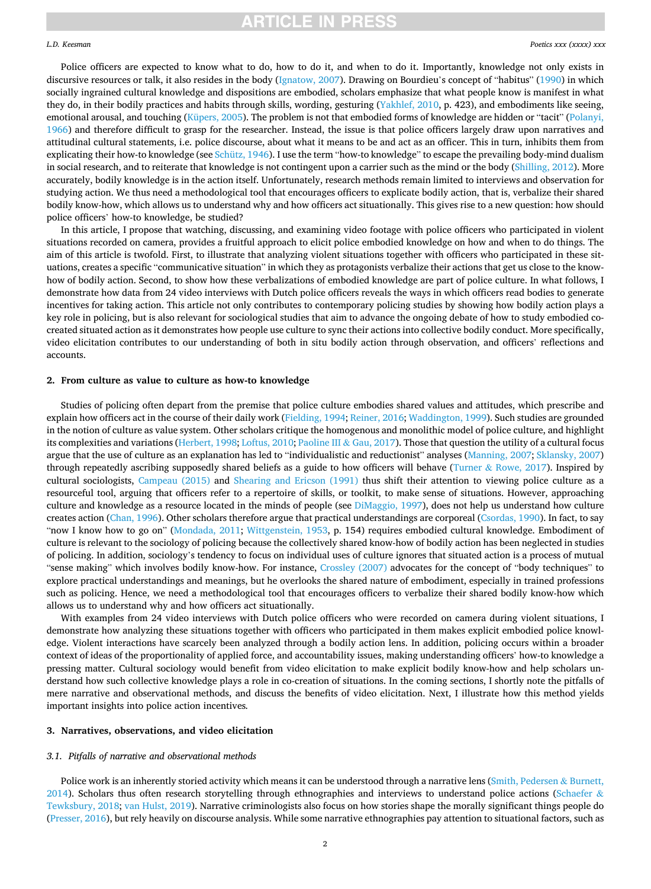Police officers are expected to know what to do, how to do it, and when to do it. Importantly, knowledge not only exists in discursive resources or talk, it also resides in the body (Ignatow, 2007). Drawing on Bourdieu's concept of "habitus" (1990) in which socially ingrained cultural knowledge and dispositions are embodied, scholars emphasize that what people know is manifest in what they do, in their bodily practices and habits through skills, wording, gesturing (Yakhlef, 2010, p. 423), and embodiments like seeing, emotional arousal, and touching (Küpers, 2005). The problem is not that embodied forms of knowledge are hidden or "tacit" (Polanyi, 1966) and therefore difficult to grasp for the researcher. Instead, the issue is that police officers largely draw upon narratives and attitudinal cultural statements, i.e. police discourse, about what it means to be and act as an officer. This in turn, inhibits them from explicating their how-to knowledge (see Schütz, 1946). I use the term "how-to knowledge" to escape the prevailing body-mind dualism in social research, and to reiterate that knowledge is not contingent upon a carrier such as the mind or the body (Shilling, 2012). More accurately, bodily knowledge is in the action itself. Unfortunately, research methods remain limited to interviews and observation for studying action. We thus need a methodological tool that encourages officers to explicate bodily action, that is, verbalize their shared bodily know-how, which allows us to understand why and how officers act situationally. This gives rise to a new question: how should police officers' how-to knowledge, be studied?

In this article, I propose that watching, discussing, and examining video footage with police officers who participated in violent situations recorded on camera, provides a fruitful approach to elicit police embodied knowledge on how and when to do things. The aim of this article is twofold. First, to illustrate that analyzing violent situations together with officers who participated in these situations, creates a specific "communicative situation" in which they as protagonists verbalize their actions that get us close to the know-how of bodily action. Second, to show how these verbalizations of embodied knowledge are part of police culture. In what follows, I demonstrate how data from 24 video interviews with Dutch police officers reveals the ways in which officers read bodies to generate incentives for taking action. This article not only contributes to contemporary policing studies by showing how bodily action plays a key role in policing, but is also relevant for sociological studies that aim to advance the ongoing debate of how to study embodied co-created situated action as it demonstrates how people use culture to sync their actions into collective bodily conduct. More specifically, video elicitation contributes to our understanding of both in situ bodily action through observation, and officers' reflections and accounts.

## 2. From culture as value to culture as how-to knowledge

Studies of policing often depart from the premise that police culture embodies shared values and attitudes, which prescribe and explain how officers act in the course of their daily work (Fielding, 1994; Reiner, 2016; Waddington, 1999). Such studies are grounded in the notion of culture as value system. Other scholars critique the homogenous and monolithic model of police culture, and highlight its complexities and variations (Herbert, 1998; Loftus, 2010; Paoline III & Gau, 2017). Those that question the utility of a cultural focus argue that the use of culture as an explanation has led to "individualistic and reductionist" analyses (Manning, 2007; Sklansky, 2007) through repeatedly ascribing supposedly shared beliefs as a guide to how officers will behave (Turner & Rowe, 2017). Inspired by cultural sociologists, Campeau (2015) and Shearing and Ericson (1991) thus shift their attention to viewing police culture as a resourceful tool, arguing that officers refer to a repertoire of skills, or toolkit, to make sense of situations. However, approaching culture and knowledge as a resource located in the minds of people (see DiMaggio, 1997), does not help us understand how culture creates action (Chan, 1996). Other scholars therefore argue that practical understandings are corporeal (Csordas, 1990). In fact, to say "now I know how to go on" (Mondada, 2011; Wittgenstein, 1953, p. 154) requires embodied cultural knowledge. Embodiment of culture is relevant to the sociology of policing because the collectively shared know-how of bodily action has been neglected in studies of policing. In addition, sociology's tendency to focus on individual uses of culture ignores that situated action is a process of mutual "sense making" which involves bodily know-how. For instance, Crossley (2007) advocates for the concept of "body techniques" to explore practical understandings and meanings, but he overlooks the shared nature of embodiment, especially in trained professions such as policing. Hence, we need a methodological tool that encourages officers to verbalize their shared bodily know-how which allows us to understand why and how officers act situationally.

With examples from 24 video interviews with Dutch police officers who were recorded on camera during violent situations, I demonstrate how analyzing these situations together with officers who participated in them makes explicit embodied police knowledge. Violent interactions have scarcely been analyzed through a bodily action lens. In addition, policing occurs within a broader context of ideas of the proportionality of applied force, and accountability issues, making understanding officers' how-to knowledge a pressing matter. Cultural sociology would benefit from video elicitation to make explicit bodily know-how and help scholars understand how such collective knowledge plays a role in co-creation of situations. In the coming sections, I shortly note the pitfalls of mere narrative and observational methods, and discuss the benefits of video elicitation. Next, I illustrate how this method yields important insights into police action incentives.

## 3. Narratives, observations, and video elicitation

### 3.1. *Pitfalls of narrative and observational methods*

Police work is an inherently storied activity which means it can be understood through a narrative lens (Smith, Pedersen & Burnett, 2014). Scholars thus often research storytelling through ethnographies and interviews to understand police actions (Schaefer & Tewksbury, 2018; van Hulst, 2019). Narrative criminologists also focus on how stories shape the morally significant things people do (Presser, 2016), but rely heavily on discourse analysis. While some narrative ethnographies pay attention to situational factors, such as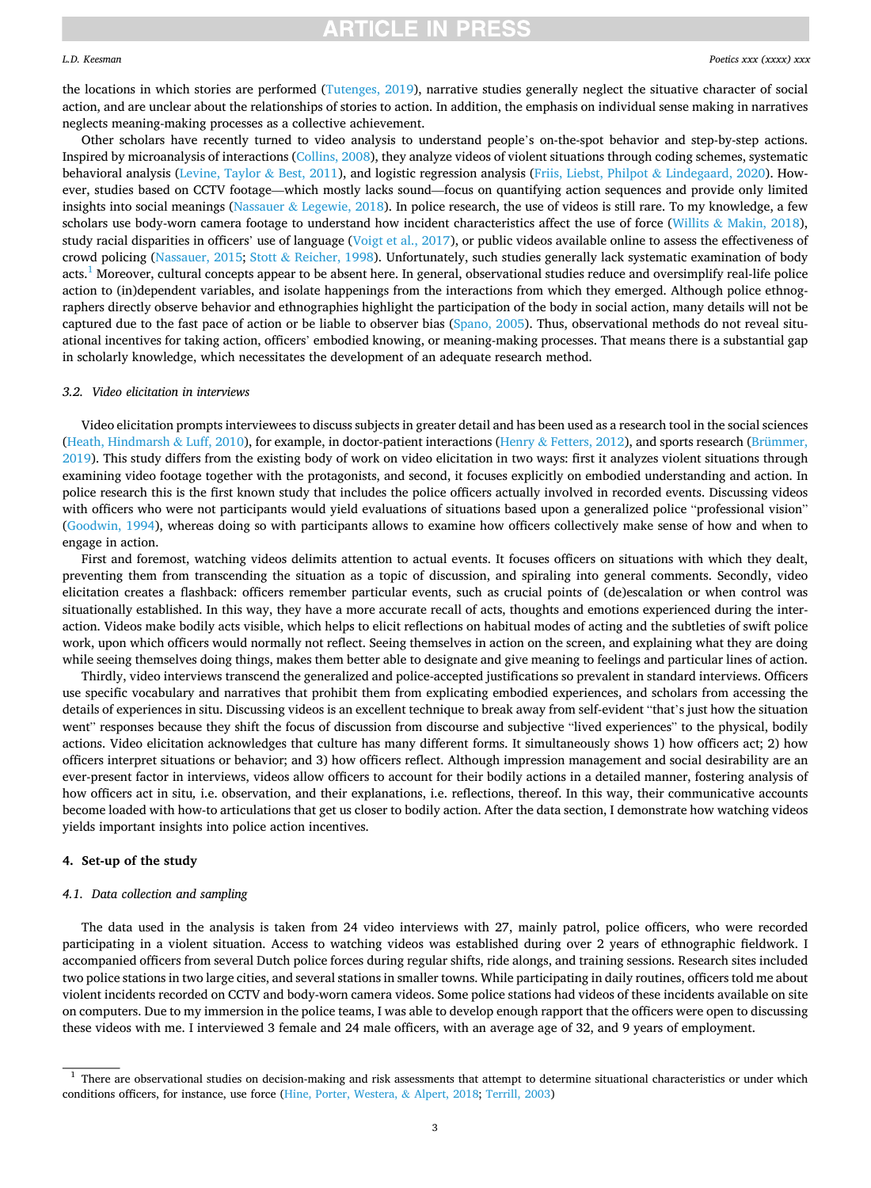the locations in which stories are performed (Tutenges, 2019), narrative studies generally neglect the situative character of social action, and are unclear about the relationships of stories to action. In addition, the emphasis on individual sense making in narratives neglects meaning-making processes as a collective achievement.

Other scholars have recently turned to video analysis to understand people's on-the-spot behavior and step-by-step actions. Inspired by microanalysis of interactions (Collins, 2008), they analyze videos of violent situations through coding schemes, systematic behavioral analysis (Levine, Taylor & Best, 2011), and logistic regression analysis (Friis, Liebst, Philpot & Lindegaard, 2020). However, studies based on CCTV footage—which mostly lacks sound—focus on quantifying action sequences and provide only limited insights into social meanings (Nassauer & Legewie, 2018). In police research, the use of videos is still rare. To my knowledge, a few scholars use body-worn camera footage to understand how incident characteristics affect the use of force (Willits & Makin, 2018), study racial disparities in officers' use of language (Voigt et al., 2017), or public videos available online to assess the effectiveness of crowd policing (Nassauer, 2015; Stott & Reicher, 1998). Unfortunately, such studies generally lack systematic examination of body acts.[1] Moreover, cultural concepts appear to be absent here. In general, observational studies reduce and oversimplify real-life police action to (in)dependent variables, and isolate happenings from the interactions from which they emerged. Although police ethnographers directly observe behavior and ethnographies highlight the participation of the body in social action, many details will not be captured due to the fast pace of action or be liable to observer bias (Spano, 2005). Thus, observational methods do not reveal situational incentives for taking action, officers' embodied knowing, or meaning-making processes. That means there is a substantial gap in scholarly knowledge, which necessitates the development of an adequate research method.

### 3.2. Video elicitation in interviews

Video elicitation prompts interviewees to discuss subjects in greater detail and has been used as a research tool in the social sciences (Heath, Hindmarsh & Luff, 2010), for example, in doctor-patient interactions (Henry & Fetters, 2012), and sports research (Brümmer, 2019). This study differs from the existing body of work on video elicitation in two ways: first it analyzes violent situations through examining video footage together with the protagonists, and second, it focuses explicitly on embodied understanding and action. In police research this is the first known study that includes the police officers actually involved in recorded events. Discussing videos with officers who were not participants would yield evaluations of situations based upon a generalized police "professional vision" (Goodwin, 1994), whereas doing so with participants allows to examine how officers collectively make sense of how and when to engage in action.

First and foremost, watching videos delimits attention to actual events. It focuses officers on situations with which they dealt, preventing them from transcending the situation as a topic of discussion, and spiraling into general comments. Secondly, video elicitation creates a flashback: officers remember particular events, such as crucial points of (de)escalation or when control was situationally established. In this way, they have a more accurate recall of acts, thoughts and emotions experienced during the interaction. Videos make bodily acts visible, which helps to elicit reflections on habitual modes of acting and the subtleties of swift police work, upon which officers would normally not reflect. Seeing themselves in action on the screen, and explaining what they are doing while seeing themselves doing things, makes them better able to designate and give meaning to feelings and particular lines of action.

Thirdly, video interviews transcend the generalized and police-accepted justifications so prevalent in standard interviews. Officers use specific vocabulary and narratives that prohibit them from explicating embodied experiences, and scholars from accessing the details of experiences in situ. Discussing videos is an excellent technique to break away from self-evident "that's just how the situation went" responses because they shift the focus of discussion from discourse and subjective "lived experiences" to the physical, bodily actions. Video elicitation acknowledges that culture has many different forms. It simultaneously shows 1) how officers act; 2) how officers interpret situations or behavior; and 3) how officers reflect. Although impression management and social desirability are an ever-present factor in interviews, videos allow officers to account for their bodily actions in a detailed manner, fostering analysis of how officers act in situ, i.e. observation, and their explanations, i.e. reflections, thereof. In this way, their communicative accounts become loaded with how-to articulations that get us closer to bodily action. After the data section, I demonstrate how watching videos yields important insights into police action incentives.

## 4. Set-up of the study

### 4.1. Data collection and sampling

The data used in the analysis is taken from 24 video interviews with 27, mainly patrol, police officers, who were recorded participating in a violent situation. Access to watching videos was established during over 2 years of ethnographic fieldwork. I accompanied officers from several Dutch police forces during regular shifts, ride alongs, and training sessions. Research sites included two police stations in two large cities, and several stations in smaller towns. While participating in daily routines, officers told me about violent incidents recorded on CCTV and body-worn camera videos. Some police stations had videos of these incidents available on site on computers. Due to my immersion in the police teams, I was able to develop enough rapport that the officers were open to discussing these videos with me. I interviewed 3 female and 24 male officers, with an average age of 32, and 9 years of employment.

---

[1] There are observational studies on decision-making and risk assessments that attempt to determine situational characteristics or under which conditions officers, for instance, use force (Hine, Porter, Westera, & Alpert, 2018; Terrill, 2003)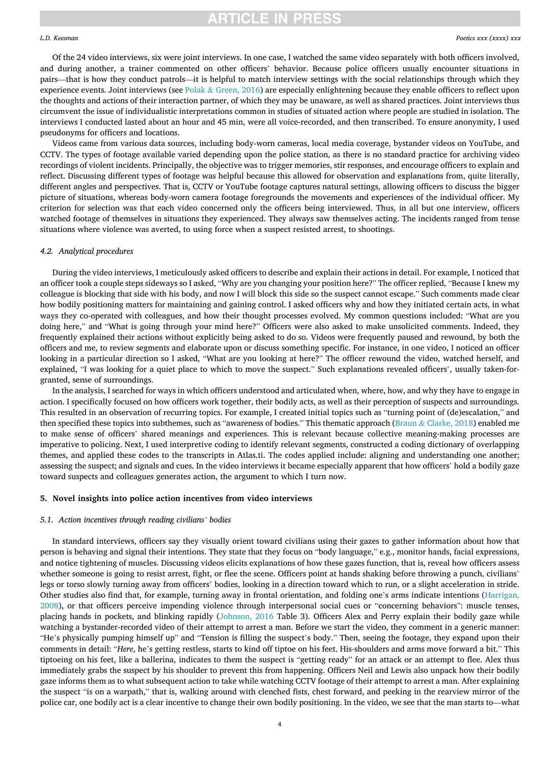Of the 24 video interviews, six were joint interviews. In one case, I watched the same video separately with both officers involved, and during another, a trainer commented on other officers' behavior. Because police officers usually encounter situations in pairs—that is how they conduct patrols—it is helpful to match interview settings with the social relationships through which they experience events. Joint interviews (see Polak & Green, 2016) are especially enlightening because they enable officers to reflect upon the thoughts and actions of their interaction partner, of which they may be unaware, as well as shared practices. Joint interviews thus circumvent the issue of individualistic interpretations common in studies of situated action where people are studied in isolation. The interviews I conducted lasted about an hour and 45 min, were all voice-recorded, and then transcribed. To ensure anonymity, I used pseudonyms for officers and locations.

Videos came from various data sources, including body-worn cameras, local media coverage, bystander videos on YouTube, and CCTV. The types of footage available varied depending upon the police station, as there is no standard practice for archiving video recordings of violent incidents. Principally, the objective was to trigger memories, stir responses, and encourage officers to explain and reflect. Discussing different types of footage was helpful because this allowed for observation and explanations from, quite literally, different angles and perspectives. That is, CCTV or YouTube footage captures natural settings, allowing officers to discuss the bigger picture of situations, whereas body-worn camera footage foregrounds the movements and experiences of the individual officer. My criterion for selection was that each video concerned only the officers being interviewed. Thus, in all but one interview, officers watched footage of themselves in situations they experienced. They always saw themselves acting. The incidents ranged from tense situations where violence was averted, to using force when a suspect resisted arrest, to shootings.

### 4.2. Analytical procedures

During the video interviews, I meticulously asked officers to describe and explain their actions in detail. For example, I noticed that an officer took a couple steps sideways so I asked, "Why are you changing your position here?" The officer replied, "Because I knew my colleague is blocking that side with his body, and now I will block this side so the suspect cannot escape." Such comments made clear how bodily positioning matters for maintaining and gaining control. I asked officers why and how they initiated certain acts, in what ways they co-operated with colleagues, and how their thought processes evolved. My common questions included: "What are you doing here," and "What is going through your mind here?" Officers were also asked to make unsolicited comments. Indeed, they frequently explained their actions without explicitly being asked to do so. Videos were frequently paused and rewound, by both the officers and me, to review segments and elaborate upon or discuss something specific. For instance, in one video, I noticed an officer looking in a particular direction so I asked, "What are you looking at here?" The officer rewound the video, watched herself, and explained, "I was looking for a quiet place to which to move the suspect." Such explanations revealed officers', usually taken-for-granted, sense of surroundings.

In the analysis, I searched for ways in which officers understood and articulated when, where, how, and why they have to engage in action. I specifically focused on how officers work together, their bodily acts, as well as their perception of suspects and surroundings. This resulted in an observation of recurring topics. For example, I created initial topics such as "turning point of (de)escalation," and then specified these topics into subthemes, such as "awareness of bodies." This thematic approach (Braun & Clarke, 2018) enabled me to make sense of officers' shared meanings and experiences. This is relevant because collective meaning-making processes are imperative to policing. Next, I used interpretive coding to identify relevant segments, constructed a coding dictionary of overlapping themes, and applied these codes to the transcripts in Atlas.ti. The codes applied include: aligning and understanding one another; assessing the suspect; and signals and cues. In the video interviews it became especially apparent that how officers' hold a bodily gaze toward suspects and colleagues generates action, the argument to which I turn now.

## 5. Novel insights into police action incentives from video interviews

### 5.1. Action incentives through reading civilians' bodies

In standard interviews, officers say they visually orient toward civilians using their gazes to gather information about how that person is behaving and signal their intentions. They state that they focus on "body language," e.g., monitor hands, facial expressions, and notice tightening of muscles. Discussing videos elicits explanations of how these gazes function, that is, reveal how officers assess whether someone is going to resist arrest, fight, or flee the scene. Officers point at hands shaking before throwing a punch, civilians' legs or torso slowly turning away from officers' bodies, looking in a direction toward which to run, or a slight acceleration in stride. Other studies also find that, for example, turning away in frontal orientation, and folding one's arms indicate intentions (Harrigan, 2008), or that officers perceive impending violence through interpersonal social cues or "concerning behaviors": muscle tenses, placing hands in pockets, and blinking rapidly (Johnson, 2016 Table 3). Officers Alex and Perry explain their bodily gaze while watching a bystander-recorded video of their attempt to arrest a man. Before we start the video, they comment in a generic manner: "He's physically pumping himself up" and "Tension is filling the suspect's body." Then, seeing the footage, they expand upon their comments in detail: "*Here*, he's getting restless, starts to kind off tiptoe on his feet. His-shoulders and arms move forward a bit." This tiptoeing on his feet, like a ballerina, indicates to them the suspect is "getting ready" for an attack or an attempt to flee. Alex thus immediately grabs the suspect by his shoulder to prevent this from happening. Officers Neil and Lewis also unpack how their bodily gaze informs them as to what subsequent action to take while watching CCTV footage of their attempt to arrest a man. After explaining the suspect "is on a warpath," that is, walking around with clenched fists, chest forward, and peeking in the rearview mirror of the police car, one bodily act is a clear incentive to change their own bodily positioning. In the video, we see that the man starts to—what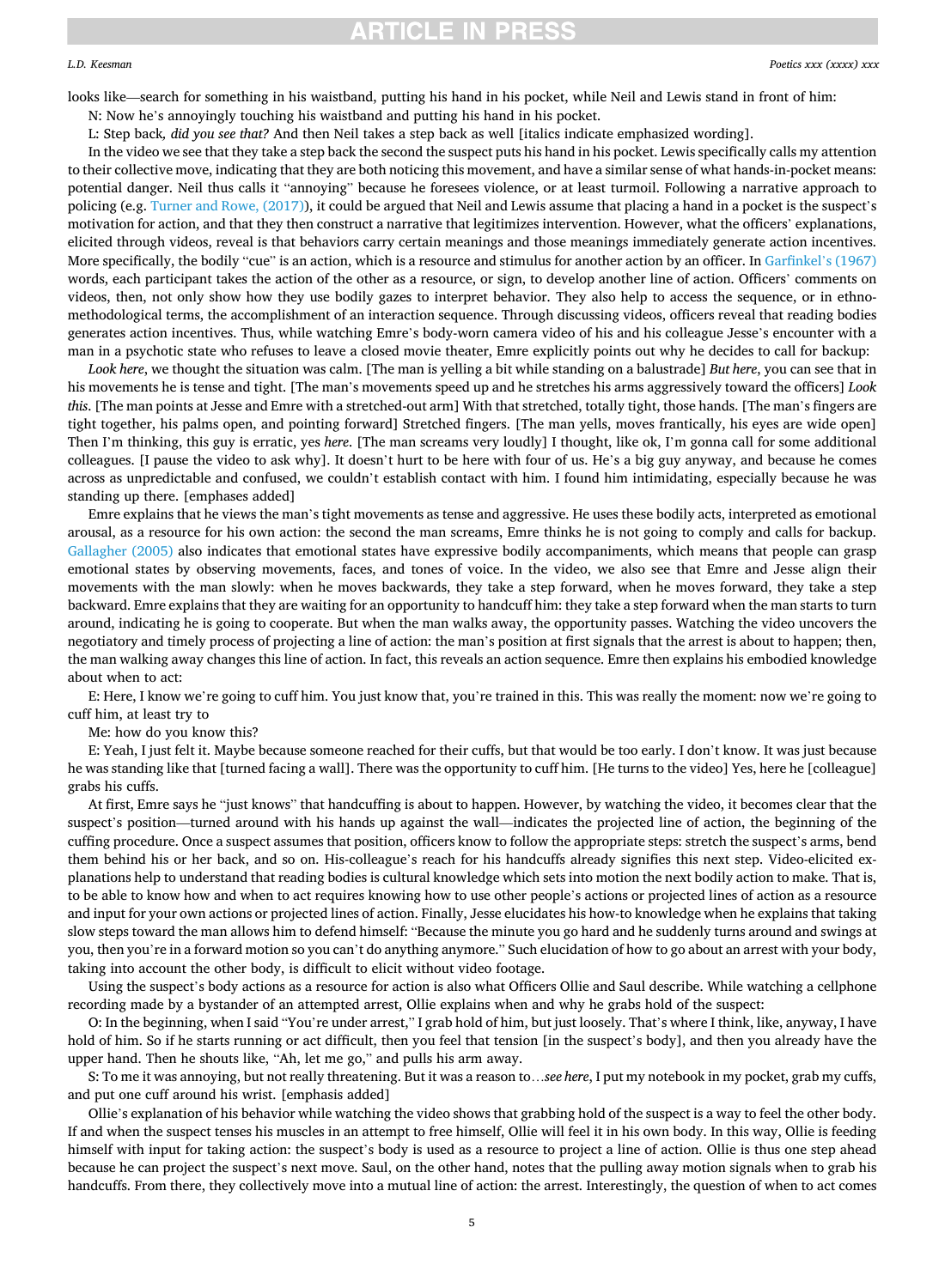looks like—search for something in his waistband, putting his hand in his pocket, while Neil and Lewis stand in front of him:

N: Now he's annoyingly touching his waistband and putting his hand in his pocket.

L: Step back, *did you see that?* And then Neil takes a step back as well [italics indicate emphasized wording].

In the video we see that they take a step back the second the suspect puts his hand in his pocket. Lewis specifically calls my attention to their collective move, indicating that they are both noticing this movement, and have a similar sense of what hands-in-pocket means: potential danger. Neil thus calls it "annoying" because he foresees violence, or at least turmoil. Following a narrative approach to policing (e.g. Turner and Rowe, (2017)), it could be argued that Neil and Lewis assume that placing a hand in a pocket is the suspect's motivation for action, and that they then construct a narrative that legitimizes intervention. However, what the officers' explanations, elicited through videos, reveal is that behaviors carry certain meanings and those meanings immediately generate action incentives. More specifically, the bodily "cue" is an action, which is a resource and stimulus for another action by an officer. In Garfinkel's (1967) words, each participant takes the action of the other as a resource, or sign, to develop another line of action. Officers' comments on videos, then, not only show how they use bodily gazes to interpret behavior. They also help to access the sequence, or in ethnomethodological terms, the accomplishment of an interaction sequence. Through discussing videos, officers reveal that reading bodies generates action incentives. Thus, while watching Emre's body-worn camera video of his and his colleague Jesse's encounter with a man in a psychotic state who refuses to leave a closed movie theater, Emre explicitly points out why he decides to call for backup:

*Look here*, we thought the situation was calm. [The man is yelling a bit while standing on a balustrade] *But here*, you can see that in his movements he is tense and tight. [The man's movements speed up and he stretches his arms aggressively toward the officers] *Look this*. [The man points at Jesse and Emre with a stretched-out arm] With that stretched, totally tight, those hands. [The man's fingers are tight together, his palms open, and pointing forward] Stretched fingers. [The man yells, moves frantically, his eyes are wide open] Then I'm thinking, this guy is erratic, yes *here*. [The man screams very loudly] I thought, like ok, I'm gonna call for some additional colleagues. [I pause the video to ask why]. It doesn't hurt to be here with four of us. He's a big guy anyway, and because he comes across as unpredictable and confused, we couldn't establish contact with him. I found him intimidating, especially because he was standing up there. [emphases added]

Emre explains that he views the man's tight movements as tense and aggressive. He uses these bodily acts, interpreted as emotional arousal, as a resource for his own action: the second the man screams, Emre thinks he is not going to comply and calls for backup. Gallagher (2005) also indicates that emotional states have expressive bodily accompaniments, which means that people can grasp emotional states by observing movements, faces, and tones of voice. In the video, we also see that Emre and Jesse align their movements with the man slowly: when he moves backwards, they take a step forward, when he moves forward, they take a step backward. Emre explains that they are waiting for an opportunity to handcuff him: they take a step forward when the man starts to turn around, indicating he is going to cooperate. But when the man walks away, the opportunity passes. Watching the video uncovers the negotiatory and timely process of projecting a line of action: the man's position at first signals that the arrest is about to happen; then, the man walking away changes this line of action. In fact, this reveals an action sequence. Emre then explains his embodied knowledge about when to act:

E: Here, I know we're going to cuff him. You just know that, you're trained in this. This was really the moment: now we're going to cuff him, at least try to

Me: how do you know this?

E: Yeah, I just felt it. Maybe because someone reached for their cuffs, but that would be too early. I don't know. It was just because he was standing like that [turned facing a wall]. There was the opportunity to cuff him. [He turns to the video] Yes, here he [colleague] grabs his cuffs.

At first, Emre says he "just knows" that handcuffing is about to happen. However, by watching the video, it becomes clear that the suspect's position—turned around with his hands up against the wall—indicates the projected line of action, the beginning of the cuffing procedure. Once a suspect assumes that position, officers know to follow the appropriate steps: stretch the suspect's arms, bend them behind his or her back, and so on. His-colleague's reach for his handcuffs already signifies this next step. Video-elicited explanations help to understand that reading bodies is cultural knowledge which sets into motion the next bodily action to make. That is, to be able to know how and when to act requires knowing how to use other people's actions or projected lines of action as a resource and input for your own actions or projected lines of action. Finally, Jesse elucidates his how-to knowledge when he explains that taking slow steps toward the man allows him to defend himself: "Because the minute you go hard and he suddenly turns around and swings at you, then you're in a forward motion so you can't do anything anymore." Such elucidation of how to go about an arrest with your body, taking into account the other body, is difficult to elicit without video footage.

Using the suspect's body actions as a resource for action is also what Officers Ollie and Saul describe. While watching a cellphone recording made by a bystander of an attempted arrest, Ollie explains when and why he grabs hold of the suspect:

O: In the beginning, when I said "You're under arrest," I grab hold of him, but just loosely. That's where I think, like, anyway, I have hold of him. So if he starts running or act difficult, then you feel that tension [in the suspect's body], and then you already have the upper hand. Then he shouts like, "Ah, let me go," and pulls his arm away.

S: To me it was annoying, but not really threatening. But it was a reason to…*see here*, I put my notebook in my pocket, grab my cuffs, and put one cuff around his wrist. [emphasis added]

Ollie's explanation of his behavior while watching the video shows that grabbing hold of the suspect is a way to feel the other body. If and when the suspect tenses his muscles in an attempt to free himself, Ollie will feel it in his own body. In this way, Ollie is feeding himself with input for taking action: the suspect's body is used as a resource to project a line of action. Ollie is thus one step ahead because he can project the suspect's next move. Saul, on the other hand, notes that the pulling away motion signals when to grab his handcuffs. From there, they collectively move into a mutual line of action: the arrest. Interestingly, the question of when to act comes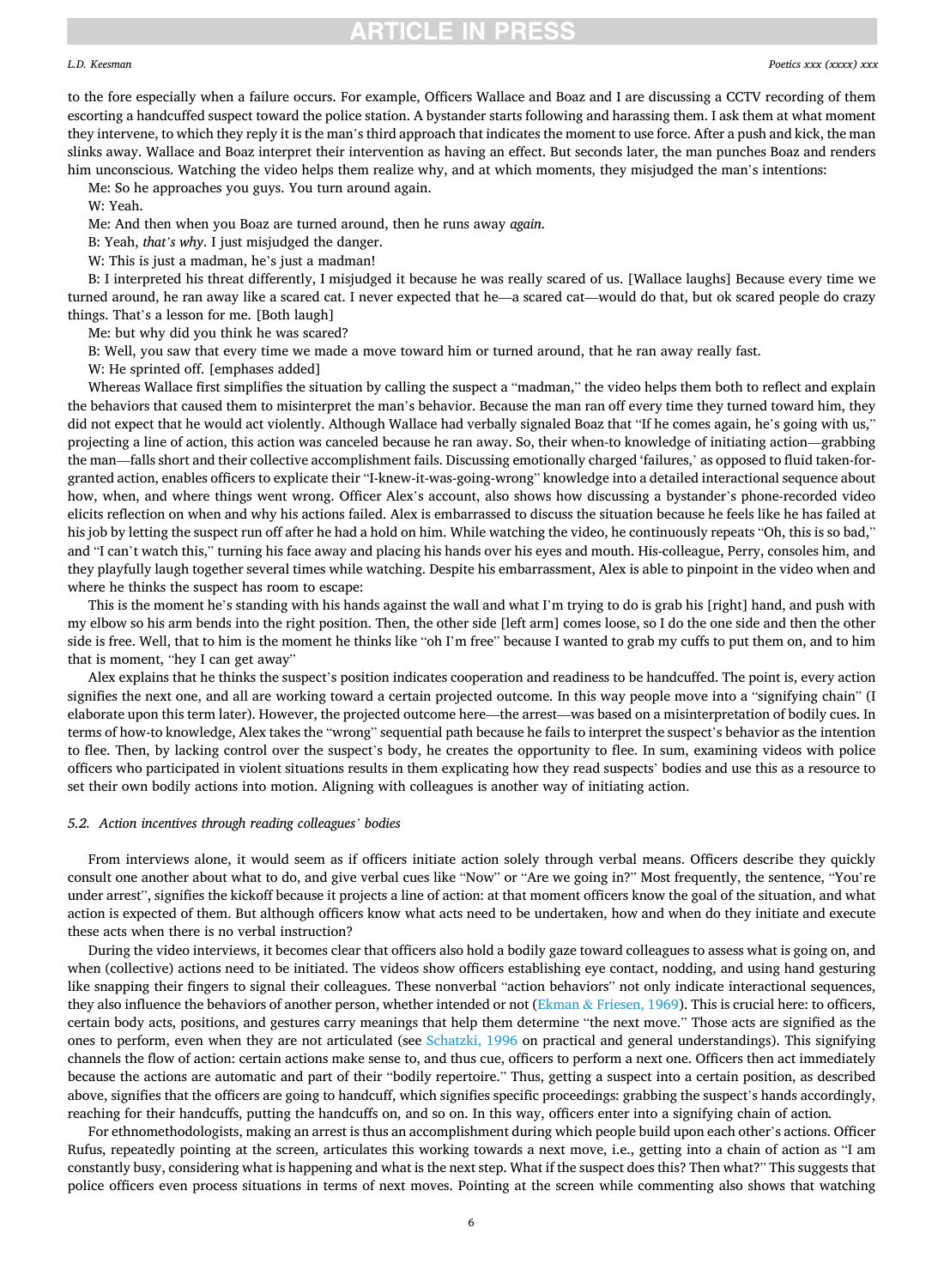to the fore especially when a failure occurs. For example, Officers Wallace and Boaz and I are discussing a CCTV recording of them escorting a handcuffed suspect toward the police station. A bystander starts following and harassing them. I ask them at what moment they intervene, to which they reply it is the man's third approach that indicates the moment to use force. After a push and kick, the man slinks away. Wallace and Boaz interpret their intervention as having an effect. But seconds later, the man punches Boaz and renders him unconscious. Watching the video helps them realize why, and at which moments, they misjudged the man's intentions:

Me: So he approaches you guys. You turn around again.

W: Yeah.

Me: And then when you Boaz are turned around, then he runs away *again*.

B: Yeah, *that's why*. I just misjudged the danger.

W: This is just a madman, he's just a madman!

B: I interpreted his threat differently, I misjudged it because he was really scared of us. [Wallace laughs] Because every time we turned around, he ran away like a scared cat. I never expected that he—a scared cat—would do that, but ok scared people do crazy things. That's a lesson for me. [Both laugh]

Me: but why did you think he was scared?

B: Well, you saw that every time we made a move toward him or turned around, that he ran away really fast.

W: He sprinted off. [emphases added]

Whereas Wallace first simplifies the situation by calling the suspect a "madman," the video helps them both to reflect and explain the behaviors that caused them to misinterpret the man's behavior. Because the man ran off every time they turned toward him, they did not expect that he would act violently. Although Wallace had verbally signaled Boaz that "If he comes again, he's going with us," projecting a line of action, this action was canceled because he ran away. So, their when-to knowledge of initiating action—grabbing the man—falls short and their collective accomplishment fails. Discussing emotionally charged 'failures,' as opposed to fluid taken-for-granted action, enables officers to explicate their "I-knew-it-was-going-wrong" knowledge into a detailed interactional sequence about how, when, and where things went wrong. Officer Alex's account, also shows how discussing a bystander's phone-recorded video elicits reflection on when and why his actions failed. Alex is embarrassed to discuss the situation because he feels like he has failed at his job by letting the suspect run off after he had a hold on him. While watching the video, he continuously repeats "Oh, this is so bad," and "I can't watch this," turning his face away and placing his hands over his eyes and mouth. His-colleague, Perry, consoles him, and they playfully laugh together several times while watching. Despite his embarrassment, Alex is able to pinpoint in the video when and where he thinks the suspect has room to escape:

This is the moment he's standing with his hands against the wall and what I'm trying to do is grab his [right] hand, and push with my elbow so his arm bends into the right position. Then, the other side [left arm] comes loose, so I do the one side and then the other side is free. Well, that to him is the moment he thinks like "oh I'm free" because I wanted to grab my cuffs to put them on, and to him that is moment, "hey I can get away"

Alex explains that he thinks the suspect's position indicates cooperation and readiness to be handcuffed. The point is, every action signifies the next one, and all are working toward a certain projected outcome. In this way people move into a "signifying chain" (I elaborate upon this term later). However, the projected outcome here—the arrest—was based on a misinterpretation of bodily cues. In terms of how-to knowledge, Alex takes the "wrong" sequential path because he fails to interpret the suspect's behavior as the intention to flee. Then, by lacking control over the suspect's body, he creates the opportunity to flee. In sum, examining videos with police officers who participated in violent situations results in them explicating how they read suspects' bodies and use this as a resource to set their own bodily actions into motion. Aligning with colleagues is another way of initiating action.

### 5.2. Action incentives through reading colleagues' bodies

From interviews alone, it would seem as if officers initiate action solely through verbal means. Officers describe they quickly consult one another about what to do, and give verbal cues like "Now" or "Are we going in?" Most frequently, the sentence, "You're under arrest", signifies the kickoff because it projects a line of action: at that moment officers know the goal of the situation, and what action is expected of them. But although officers know what acts need to be undertaken, how and when do they initiate and execute these acts when there is no verbal instruction?

During the video interviews, it becomes clear that officers also hold a bodily gaze toward colleagues to assess what is going on, and when (collective) actions need to be initiated. The videos show officers establishing eye contact, nodding, and using hand gesturing like snapping their fingers to signal their colleagues. These nonverbal "action behaviors" not only indicate interactional sequences, they also influence the behaviors of another person, whether intended or not (Ekman & Friesen, 1969). This is crucial here: to officers, certain body acts, positions, and gestures carry meanings that help them determine "the next move." Those acts are signified as the ones to perform, even when they are not articulated (see Schatzki, 1996 on practical and general understandings). This signifying channels the flow of action: certain actions make sense to, and thus cue, officers to perform a next one. Officers then act immediately because the actions are automatic and part of their "bodily repertoire." Thus, getting a suspect into a certain position, as described above, signifies that the officers are going to handcuff, which signifies specific proceedings: grabbing the suspect's hands accordingly, reaching for their handcuffs, putting the handcuffs on, and so on. In this way, officers enter into a signifying chain of action.

For ethnomethodologists, making an arrest is thus an accomplishment during which people build upon each other's actions. Officer Rufus, repeatedly pointing at the screen, articulates this working towards a next move, i.e., getting into a chain of action as "I am constantly busy, considering what is happening and what is the next step. What if the suspect does this? Then what?" This suggests that police officers even process situations in terms of next moves. Pointing at the screen while commenting also shows that watching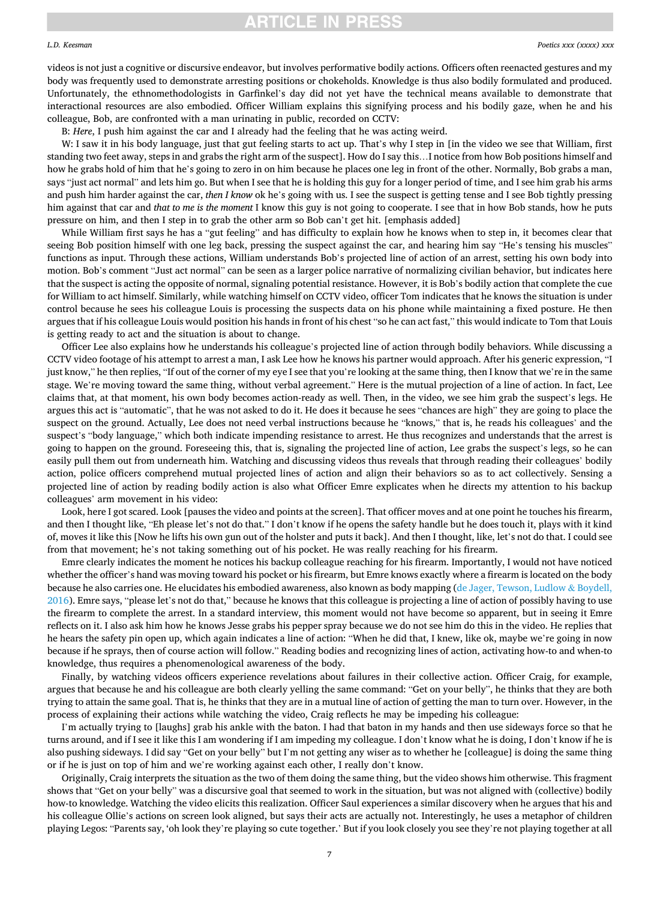videos is not just a cognitive or discursive endeavor, but involves performative bodily actions. Officers often reenacted gestures and my body was frequently used to demonstrate arresting positions or chokeholds. Knowledge is thus also bodily formulated and produced. Unfortunately, the ethnomethodologists in Garfinkel's day did not yet have the technical means available to demonstrate that interactional resources are also embodied. Officer William explains this signifying process and his bodily gaze, when he and his colleague, Bob, are confronted with a man urinating in public, recorded on CCTV:

B: *Here*, I push him against the car and I already had the feeling that he was acting weird.

W: I saw it in his body language, just that gut feeling starts to act up. That's why I step in [in the video we see that William, first standing two feet away, steps in and grabs the right arm of the suspect]. How do I say this…I notice from how Bob positions himself and how he grabs hold of him that he's going to zero in on him because he places one leg in front of the other. Normally, Bob grabs a man, says "just act normal" and lets him go. But when I see that he is holding this guy for a longer period of time, and I see him grab his arms and push him harder against the car, *then I know* ok he's going with us. I see the suspect is getting tense and I see Bob tightly pressing him against that car and *that to me is the moment* I know this guy is not going to cooperate. I see that in how Bob stands, how he puts pressure on him, and then I step in to grab the other arm so Bob can't get hit. [emphasis added]

While William first says he has a "gut feeling" and has difficulty to explain how he knows when to step in, it becomes clear that seeing Bob position himself with one leg back, pressing the suspect against the car, and hearing him say "He's tensing his muscles" functions as input. Through these actions, William understands Bob's projected line of action of an arrest, setting his own body into motion. Bob's comment "Just act normal" can be seen as a larger police narrative of normalizing civilian behavior, but indicates here that the suspect is acting the opposite of normal, signaling potential resistance. However, it is Bob's bodily action that complete the cue for William to act himself. Similarly, while watching himself on CCTV video, officer Tom indicates that he knows the situation is under control because he sees his colleague Louis is processing the suspects data on his phone while maintaining a fixed posture. He then argues that if his colleague Louis would position his hands in front of his chest "so he can act fast," this would indicate to Tom that Louis is getting ready to act and the situation is about to change.

Officer Lee also explains how he understands his colleague's projected line of action through bodily behaviors. While discussing a CCTV video footage of his attempt to arrest a man, I ask Lee how he knows his partner would approach. After his generic expression, "I just know," he then replies, "If out of the corner of my eye I see that you're looking at the same thing, then I know that we're in the same stage. We're moving toward the same thing, without verbal agreement." Here is the mutual projection of a line of action. In fact, Lee claims that, at that moment, his own body becomes action-ready as well. Then, in the video, we see him grab the suspect's legs. He argues this act is "automatic", that he was not asked to do it. He does it because he sees "chances are high" they are going to place the suspect on the ground. Actually, Lee does not need verbal instructions because he "knows," that is, he reads his colleagues' and the suspect's "body language," which both indicate impending resistance to arrest. He thus recognizes and understands that the arrest is going to happen on the ground. Foreseeing this, that is, signaling the projected line of action, Lee grabs the suspect's legs, so he can easily pull them out from underneath him. Watching and discussing videos thus reveals that through reading their colleagues' bodily action, police officers comprehend mutual projected lines of action and align their behaviors so as to act collectively. Sensing a projected line of action by reading bodily action is also what Officer Emre explicates when he directs my attention to his backup colleagues' arm movement in his video:

Look, here I got scared. Look [pauses the video and points at the screen]. That officer moves and at one point he touches his firearm, and then I thought like, "Eh please let's not do that." I don't know if he opens the safety handle but he does touch it, plays with it kind of, moves it like this [Now he lifts his own gun out of the holster and puts it back]. And then I thought, like, let's not do that. I could see from that movement; he's not taking something out of his pocket. He was really reaching for his firearm.

Emre clearly indicates the moment he notices his backup colleague reaching for his firearm. Importantly, I would not have noticed whether the officer's hand was moving toward his pocket or his firearm, but Emre knows exactly where a firearm is located on the body because he also carries one. He elucidates his embodied awareness, also known as body mapping (de Jager, Tewson, Ludlow & Boydell, 2016). Emre says, "please let's not do that," because he knows that this colleague is projecting a line of action of possibly having to use the firearm to complete the arrest. In a standard interview, this moment would not have become so apparent, but in seeing it Emre reflects on it. I also ask him how he knows Jesse grabs his pepper spray because we do not see him do this in the video. He replies that he hears the safety pin open up, which again indicates a line of action: "When he did that, I knew, like ok, maybe we're going in now because if he sprays, then of course action will follow." Reading bodies and recognizing lines of action, activating how-to and when-to knowledge, thus requires a phenomenological awareness of the body.

Finally, by watching videos officers experience revelations about failures in their collective action. Officer Craig, for example, argues that because he and his colleague are both clearly yelling the same command: "Get on your belly", he thinks that they are both trying to attain the same goal. That is, he thinks that they are in a mutual line of action of getting the man to turn over. However, in the process of explaining their actions while watching the video, Craig reflects he may be impeding his colleague:

I'm actually trying to [laughs] grab his ankle with the baton. I had that baton in my hands and then use sideways force so that he turns around, and if I see it like this I am wondering if I am impeding my colleague. I don't know what he is doing, I don't know if he is also pushing sideways. I did say "Get on your belly" but I'm not getting any wiser as to whether he [colleague] is doing the same thing or if he is just on top of him and we're working against each other, I really don't know.

Originally, Craig interprets the situation as the two of them doing the same thing, but the video shows him otherwise. This fragment shows that "Get on your belly" was a discursive goal that seemed to work in the situation, but was not aligned with (collective) bodily how-to knowledge. Watching the video elicits this realization. Officer Saul experiences a similar discovery when he argues that his and his colleague Ollie's actions on screen look aligned, but says their acts are actually not. Interestingly, he uses a metaphor of children playing Legos: "Parents say, 'oh look they're playing so cute together.' But if you look closely you see they're not playing together at all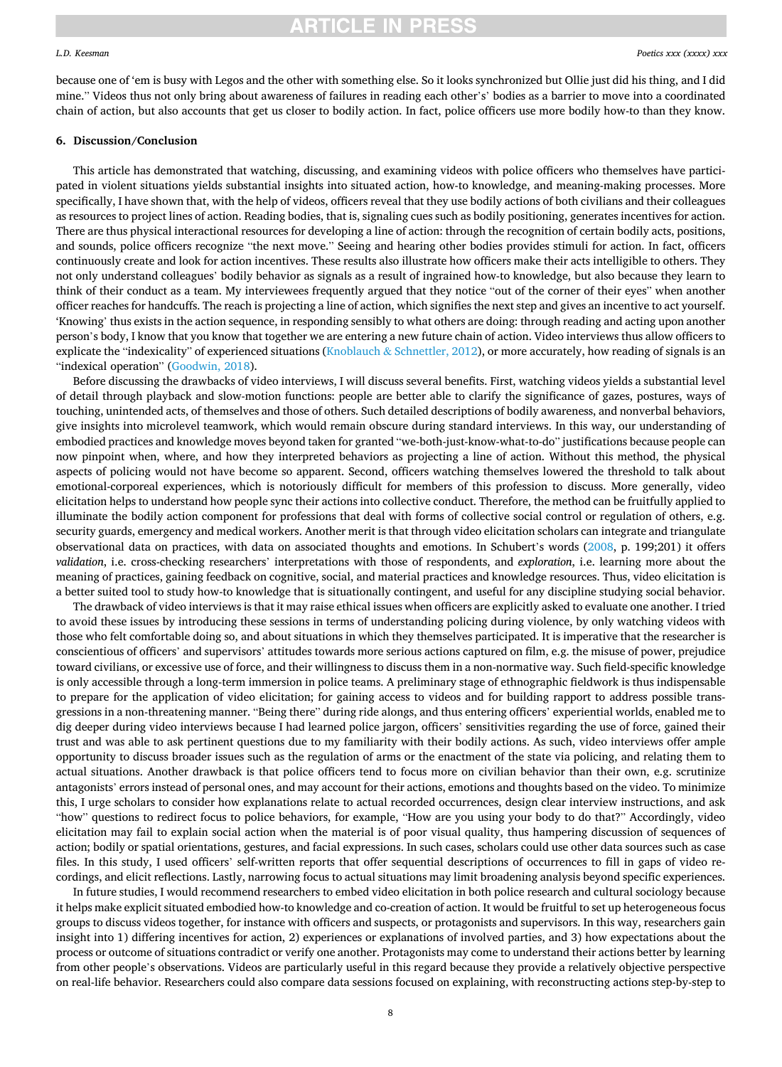because one of 'em is busy with Legos and the other with something else. So it looks synchronized but Ollie just did his thing, and I did mine." Videos thus not only bring about awareness of failures in reading each other's' bodies as a barrier to move into a coordinated chain of action, but also accounts that get us closer to bodily action. In fact, police officers use more bodily how-to than they know.

## 6. Discussion/Conclusion

This article has demonstrated that watching, discussing, and examining videos with police officers who themselves have participated in violent situations yields substantial insights into situated action, how-to knowledge, and meaning-making processes. More specifically, I have shown that, with the help of videos, officers reveal that they use bodily actions of both civilians and their colleagues as resources to project lines of action. Reading bodies, that is, signaling cues such as bodily positioning, generates incentives for action. There are thus physical interactional resources for developing a line of action: through the recognition of certain bodily acts, positions, and sounds, police officers recognize "the next move." Seeing and hearing other bodies provides stimuli for action. In fact, officers continuously create and look for action incentives. These results also illustrate how officers make their acts intelligible to others. They not only understand colleagues' bodily behavior as signals as a result of ingrained how-to knowledge, but also because they learn to think of their conduct as a team. My interviewees frequently argued that they notice "out of the corner of their eyes" when another officer reaches for handcuffs. The reach is projecting a line of action, which signifies the next step and gives an incentive to act yourself. 'Knowing' thus exists in the action sequence, in responding sensibly to what others are doing: through reading and acting upon another person's body, I know that you know that together we are entering a new future chain of action. Video interviews thus allow officers to explicate the "indexicality" of experienced situations (Knoblauch & Schnettler, 2012), or more accurately, how reading of signals is an "indexical operation" (Goodwin, 2018).

Before discussing the drawbacks of video interviews, I will discuss several benefits. First, watching videos yields a substantial level of detail through playback and slow-motion functions: people are better able to clarify the significance of gazes, postures, ways of touching, unintended acts, of themselves and those of others. Such detailed descriptions of bodily awareness, and nonverbal behaviors, give insights into microlevel teamwork, which would remain obscure during standard interviews. In this way, our understanding of embodied practices and knowledge moves beyond taken for granted "we-both-just-know-what-to-do" justifications because people can now pinpoint when, where, and how they interpreted behaviors as projecting a line of action. Without this method, the physical aspects of policing would not have become so apparent. Second, officers watching themselves lowered the threshold to talk about emotional-corporeal experiences, which is notoriously difficult for members of this profession to discuss. More generally, video elicitation helps to understand how people sync their actions into collective conduct. Therefore, the method can be fruitfully applied to illuminate the bodily action component for professions that deal with forms of collective social control or regulation of others, e.g. security guards, emergency and medical workers. Another merit is that through video elicitation scholars can integrate and triangulate observational data on practices, with data on associated thoughts and emotions. In Schubert's words (2008, p. 199;201) it offers *validation*, i.e. cross-checking researchers' interpretations with those of respondents, and *exploration*, i.e. learning more about the meaning of practices, gaining feedback on cognitive, social, and material practices and knowledge resources. Thus, video elicitation is a better suited tool to study how-to knowledge that is situationally contingent, and useful for any discipline studying social behavior.

The drawback of video interviews is that it may raise ethical issues when officers are explicitly asked to evaluate one another. I tried to avoid these issues by introducing these sessions in terms of understanding policing during violence, by only watching videos with those who felt comfortable doing so, and about situations in which they themselves participated. It is imperative that the researcher is conscientious of officers' and supervisors' attitudes towards more serious actions captured on film, e.g. the misuse of power, prejudice toward civilians, or excessive use of force, and their willingness to discuss them in a non-normative way. Such field-specific knowledge is only accessible through a long-term immersion in police teams. A preliminary stage of ethnographic fieldwork is thus indispensable to prepare for the application of video elicitation; for gaining access to videos and for building rapport to address possible transgressions in a non-threatening manner. "Being there" during ride alongs, and thus entering officers' experiential worlds, enabled me to dig deeper during video interviews because I had learned police jargon, officers' sensitivities regarding the use of force, gained their trust and was able to ask pertinent questions due to my familiarity with their bodily actions. As such, video interviews offer ample opportunity to discuss broader issues such as the regulation of arms or the enactment of the state via policing, and relating them to actual situations. Another drawback is that police officers tend to focus more on civilian behavior than their own, e.g. scrutinize antagonists' errors instead of personal ones, and may account for their actions, emotions and thoughts based on the video. To minimize this, I urge scholars to consider how explanations relate to actual recorded occurrences, design clear interview instructions, and ask "how" questions to redirect focus to police behaviors, for example, "How are you using your body to do that?" Accordingly, video elicitation may fail to explain social action when the material is of poor visual quality, thus hampering discussion of sequences of action; bodily or spatial orientations, gestures, and facial expressions. In such cases, scholars could use other data sources such as case files. In this study, I used officers' self-written reports that offer sequential descriptions of occurrences to fill in gaps of video recordings, and elicit reflections. Lastly, narrowing focus to actual situations may limit broadening analysis beyond specific experiences.

In future studies, I would recommend researchers to embed video elicitation in both police research and cultural sociology because it helps make explicit situated embodied how-to knowledge and co-creation of action. It would be fruitful to set up heterogeneous focus groups to discuss videos together, for instance with officers and suspects, or protagonists and supervisors. In this way, researchers gain insight into 1) differing incentives for action, 2) experiences or explanations of involved parties, and 3) how expectations about the process or outcome of situations contradict or verify one another. Protagonists may come to understand their actions better by learning from other people's observations. Videos are particularly useful in this regard because they provide a relatively objective perspective on real-life behavior. Researchers could also compare data sessions focused on explaining, with reconstructing actions step-by-step to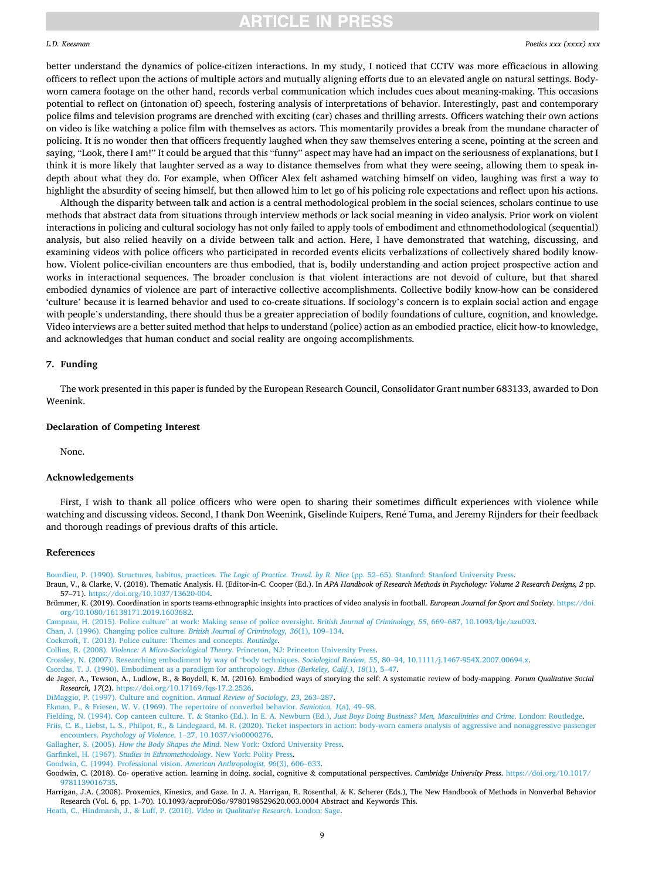better understand the dynamics of police-citizen interactions. In my study, I noticed that CCTV was more efficacious in allowing officers to reflect upon the actions of multiple actors and mutually aligning efforts due to an elevated angle on natural settings. Body-worn camera footage on the other hand, records verbal communication which includes cues about meaning-making. This occasions potential to reflect on (intonation of) speech, fostering analysis of interpretations of behavior. Interestingly, past and contemporary police films and television programs are drenched with exciting (car) chases and thrilling arrests. Officers watching their own actions on video is like watching a police film with themselves as actors. This momentarily provides a break from the mundane character of policing. It is no wonder then that officers frequently laughed when they saw themselves entering a scene, pointing at the screen and saying, "Look, there I am!" It could be argued that this "funny" aspect may have had an impact on the seriousness of explanations, but I think it is more likely that laughter served as a way to distance themselves from what they were seeing, allowing them to speak in-depth about what they do. For example, when Officer Alex felt ashamed watching himself on video, laughing was first a way to highlight the absurdity of seeing himself, but then allowed him to let go of his policing role expectations and reflect upon his actions.

Although the disparity between talk and action is a central methodological problem in the social sciences, scholars continue to use methods that abstract data from situations through interview methods or lack social meaning in video analysis. Prior work on violent interactions in policing and cultural sociology has not only failed to apply tools of embodiment and ethnomethodological (sequential) analysis, but also relied heavily on a divide between talk and action. Here, I have demonstrated that watching, discussing, and examining videos with police officers who participated in recorded events elicits verbalizations of collectively shared bodily know-how. Violent police-civilian encounters are thus embodied, that is, bodily understanding and action project prospective action and works in interactional sequences. The broader conclusion is that violent interactions are not devoid of culture, but that shared embodied dynamics of violence are part of interactive collective accomplishments. Collective bodily know-how can be considered 'culture' because it is learned behavior and used to co-create situations. If sociology's concern is to explain social action and engage with people's understanding, there should thus be a greater appreciation of bodily foundations of culture, cognition, and knowledge. Video interviews are a better suited method that helps to understand (police) action as an embodied practice, elicit how-to knowledge, and acknowledges that human conduct and social reality are ongoing accomplishments.

## 7. Funding

The work presented in this paper is funded by the European Research Council, Consolidator Grant number 683133, awarded to Don Weenink.

## Declaration of Competing Interest

None.

## Acknowledgements

First, I wish to thank all police officers who were open to sharing their sometimes difficult experiences with violence while watching and discussing videos. Second, I thank Don Weenink, Giselinde Kuipers, René Tuma, and Jeremy Rijnders for their feedback and thorough readings of previous drafts of this article.

## References

Bourdieu, P. (1990). Structures, habitus, practices. *The Logic of Practice. Transl. by R. Nice* (pp. 52–65). Stanford: Stanford University Press.

Braun, V., & Clarke, V. (2018). Thematic Analysis. H. (Editor-in-C. Cooper (Ed.). In *APA Handbook of Research Methods in Psychology: Volume 2 Research Designs, 2* pp. 57–71). https://doi.org/10.1037/13620-004.

Brümmer, K. (2019). Coordination in sports teams-ethnographic insights into practices of video analysis in football. *European Journal for Sport and Society*. https://doi.org/10.1080/16138171.2019.1603682.

Campeau, H. (2015). Police culture" at work: Making sense of police oversight. *British Journal of Criminology, 55*, 669–687, 10.1093/bjc/azu093.

Chan, J. (1996). Changing police culture. *British Journal of Criminology, 36*(1), 109–134.

Cockcroft, T. (2013). Police culture: Themes and concepts. *Routledge*.

Collins, R. (2008). *Violence: A Micro-Sociological Theory*. Princeton, NJ: Princeton University Press.

Crossley, N. (2007). Researching embodiment by way of "body techniques. *Sociological Review, 55*, 80–94, 10.1111/j.1467-954X.2007.00694.x.

Csordas, T. J. (1990). Embodiment as a paradigm for anthropology. *Ethos (Berkeley, Calif.), 18*(1), 5–47.

de Jager, A., Tewson, A., Ludlow, B., & Boydell, K. M. (2016). Embodied ways of storying the self: A systematic review of body-mapping. *Forum Qualitative Social Research, 17*(2). https://doi.org/10.17169/fqs-17.2.2526.

DiMaggio, P. (1997). Culture and cognition. *Annual Review of Sociology, 23*, 263–287.

Ekman, P., & Friesen, W. V. (1969). The repertoire of nonverbal behavior. *Semiotica, 1*(a), 49–98.

Fielding, N. (1994). Cop canteen culture. T. & Stanko (Ed.). In E. A. Newburn (Ed.), *Just Boys Doing Business? Men, Masculinities and Crime*. London: Routledge.

Friis, C. B., Liebst, L. S., Philpot, R., & Lindegaard, M. R. (2020). Ticket inspectors in action: body-worn camera analysis of aggressive and nonaggressive passenger encounters. *Psychology of Violence*, 1–27, 10.1037/vio0000276.

Gallagher, S. (2005). *How the Body Shapes the Mind*. New York: Oxford University Press.

Garfinkel, H. (1967). *Studies in Ethnomethodology*. New York: Polity Press.

Goodwin, C. (1994). Professional vision. *American Anthropologist, 96*(3), 606–633.

Goodwin, C. (2018). Co- operative action. learning in doing. social, cognitive & computational perspectives. *Cambridge University Press*. https://doi.org/10.1017/9781139016735.

Harrigan, J.A. (.2008). Proxemics, Kinesics, and Gaze. In J. A. Harrigan, R. Rosenthal, & K. Scherer (Eds.), The New Handbook of Methods in Nonverbal Behavior Research (Vol. 6, pp. 1–70). 10.1093/acprof:OSo/9780198529620.003.0004 Abstract and Keywords This.

Heath, C., Hindmarsh, J., & Luff, P. (2010). *Video in Qualitative Research*. London: Sage.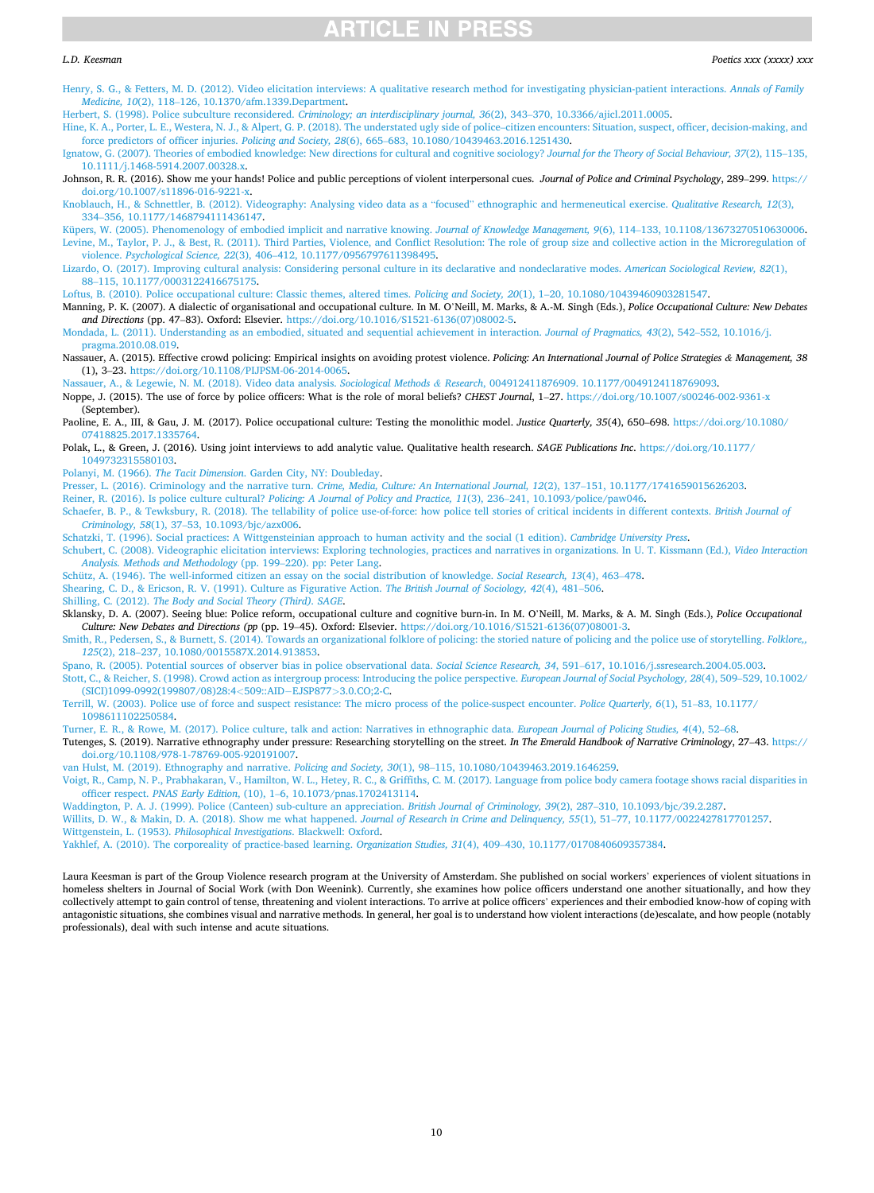Henry, S. G., & Fetters, M. D. (2012). Video elicitation interviews: A qualitative research method for investigating physician-patient interactions. *Annals of Family Medicine, 10*(2), 118–126, 10.1370/afm.1339.Department.

Herbert, S. (1998). Police subculture reconsidered. *Criminology; an interdisciplinary journal, 36*(2), 343–370, 10.3366/ajicl.2011.0005.

Hine, K. A., Porter, L. E., Westera, N. J., & Alpert, G. P. (2018). The understated ugly side of police–citizen encounters: Situation, suspect, officer, decision-making, and force predictors of officer injuries. *Policing and Society, 28*(6), 665–683, 10.1080/10439463.2016.1251430.

Ignatow, G. (2007). Theories of embodied knowledge: New directions for cultural and cognitive sociology? *Journal for the Theory of Social Behaviour, 37*(2), 115–135, 10.1111/j.1468-5914.2007.00328.x.

Johnson, R. R. (2016). Show me your hands! Police and public perceptions of violent interpersonal cues. *Journal of Police and Criminal Psychology*, 289–299. https://doi.org/10.1007/s11896-016-9221-x.

Knoblauch, H., & Schnettler, B. (2012). Videography: Analysing video data as a "focused" ethnographic and hermeneutical exercise. *Qualitative Research, 12*(3), 334–356, 10.1177/1468794111436147.

Küpers, W. (2005). Phenomenology of embodied implicit and narrative knowing. *Journal of Knowledge Management, 9*(6), 114–133, 10.1108/13673270510630006.

Levine, M., Taylor, P. J., & Best, R. (2011). Third Parties, Violence, and Conflict Resolution: The role of group size and collective action in the Microregulation of violence. *Psychological Science, 22*(3), 406–412, 10.1177/0956797611398495.

Lizardo, O. (2017). Improving cultural analysis: Considering personal culture in its declarative and nondeclarative modes. *American Sociological Review, 82*(1), 88–115, 10.1177/0003122416675175.

Loftus, B. (2010). Police occupational culture: Classic themes, altered times. *Policing and Society, 20*(1), 1–20, 10.1080/10439460903281547.

Manning, P. K. (2007). A dialectic of organisational and occupational culture. In M. O'Neill, M. Marks, & A.-M. Singh (Eds.), *Police Occupational Culture: New Debates and Directions* (pp. 47–83). Oxford: Elsevier. https://doi.org/10.1016/S1521-6136(07)08002-5.

Mondada, L. (2011). Understanding as an embodied, situated and sequential achievement in interaction. *Journal of Pragmatics, 43*(2), 542–552, 10.1016/j.pragma.2010.08.019.

Nassauer, A. (2015). Effective crowd policing: Empirical insights on avoiding protest violence. *Policing: An International Journal of Police Strategies & Management, 38* (1), 3–23. https://doi.org/10.1108/PIJPSM-06-2014-0065.

Nassauer, A., & Legewie, N. M. (2018). Video data analysis. *Sociological Methods & Research*, 004912411876909. 10.1177/0049124118769093.

Noppe, J. (2015). The use of force by police officers: What is the role of moral beliefs? *CHEST Journal*, 1–27. https://doi.org/10.1007/s00246-002-9361-x (September).

Paoline, E. A., III, & Gau, J. M. (2017). Police occupational culture: Testing the monolithic model. *Justice Quarterly, 35*(4), 650–698. https://doi.org/10.1080/07418825.2017.1335764.

Polak, L., & Green, J. (2016). Using joint interviews to add analytic value. Qualitative health research. *SAGE Publications Inc*. https://doi.org/10.1177/1049732315580103.

Polanyi, M. (1966). *The Tacit Dimension.* Garden City, NY: Doubleday.

Presser, L. (2016). Criminology and the narrative turn. *Crime, Media, Culture: An International Journal, 12*(2), 137–151, 10.1177/1741659015626203.

Reiner, R. (2016). Is police culture cultural? *Policing: A Journal of Policy and Practice, 11*(3), 236–241, 10.1093/police/paw046.

Schaefer, B. P., & Tewksbury, R. (2018). The tellability of police use-of-force: how police tell stories of critical incidents in different contexts. *British Journal of Criminology, 58*(1), 37–53, 10.1093/bjc/azx006.

Schatzki, T. (1996). Social practices: A Wittgensteinian approach to human activity and the social (1 edition). *Cambridge University Press*.

Schubert, C. (2008). Videographic elicitation interviews: Exploring technologies, practices and narratives in organizations. In U. T. Kissmann (Ed.), *Video Interaction Analysis. Methods and Methodology* (pp. 199–220). pp: Peter Lang.

Schütz, A. (1946). The well-informed citizen an essay on the social distribution of knowledge. *Social Research, 13*(4), 463–478.

Shearing, C. D., & Ericson, R. V. (1991). Culture as Figurative Action. *The British Journal of Sociology, 42*(4), 481–506.

Shilling, C. (2012). *The Body and Social Theory (Third). SAGE*.

Sklansky, D. A. (2007). Seeing blue: Police reform, occupational culture and cognitive burn-in. In M. O'Neill, M. Marks, & A. M. Singh (Eds.), *Police Occupational Culture: New Debates and Directions (pp* (pp. 19–45). Oxford: Elsevier. https://doi.org/10.1016/S1521-6136(07)08001-3.

Smith, R., Pedersen, S., & Burnett, S. (2014). Towards an organizational folklore of policing: the storied nature of policing and the police use of storytelling. *Folklore,, 125*(2), 218–237, 10.1080/0015587X.2014.913853.

Spano, R. (2005). Potential sources of observer bias in police observational data. *Social Science Research, 34*, 591–617, 10.1016/j.ssresearch.2004.05.003.

Stott, C., & Reicher, S. (1998). Crowd action as intergroup process: Introducing the police perspective. *European Journal of Social Psychology, 28*(4), 509–529, 10.1002/(SICI)1099-0992(199807/08)28:4<509::AID−EJSP877>3.0.CO;2-C.

Terrill, W. (2003). Police use of force and suspect resistance: The micro process of the police-suspect encounter. *Police Quarterly, 6*(1), 51–83, 10.1177/1098611102250584.

Turner, E. R., & Rowe, M. (2017). Police culture, talk and action: Narratives in ethnographic data. *European Journal of Policing Studies, 4*(4), 52–68.

Tutenges, S. (2019). Narrative ethnography under pressure: Researching storytelling on the street. *In The Emerald Handbook of Narrative Criminology*, 27–43. https://doi.org/10.1108/978-1-78769-005-920191007.

van Hulst, M. (2019). Ethnography and narrative. *Policing and Society, 30*(1), 98–115, 10.1080/10439463.2019.1646259.

Voigt, R., Camp, N. P., Prabhakaran, V., Hamilton, W. L., Hetey, R. C., & Griffiths, C. M. (2017). Language from police body camera footage shows racial disparities in officer respect. *PNAS Early Edition,* (10), 1–6, 10.1073/pnas.1702413114.

Waddington, P. A. J. (1999). Police (Canteen) sub-culture an appreciation. *British Journal of Criminology, 39*(2), 287–310, 10.1093/bjc/39.2.287.

Willits, D. W., & Makin, D. A. (2018). Show me what happened. *Journal of Research in Crime and Delinquency, 55*(1), 51–77, 10.1177/0022427817701257.

Wittgenstein, L. (1953). *Philosophical Investigations.* Blackwell: Oxford.

Yakhlef, A. (2010). The corporeality of practice-based learning. *Organization Studies, 31*(4), 409–430, 10.1177/0170840609357384.

Laura Keesman is part of the Group Violence research program at the University of Amsterdam. She published on social workers' experiences of violent situations in homeless shelters in Journal of Social Work (with Don Weenink). Currently, she examines how police officers understand one another situationally, and how they collectively attempt to gain control of tense, threatening and violent interactions. To arrive at police officers' experiences and their embodied know-how of coping with antagonistic situations, she combines visual and narrative methods. In general, her goal is to understand how violent interactions (de)escalate, and how people (notably professionals), deal with such intense and acute situations.